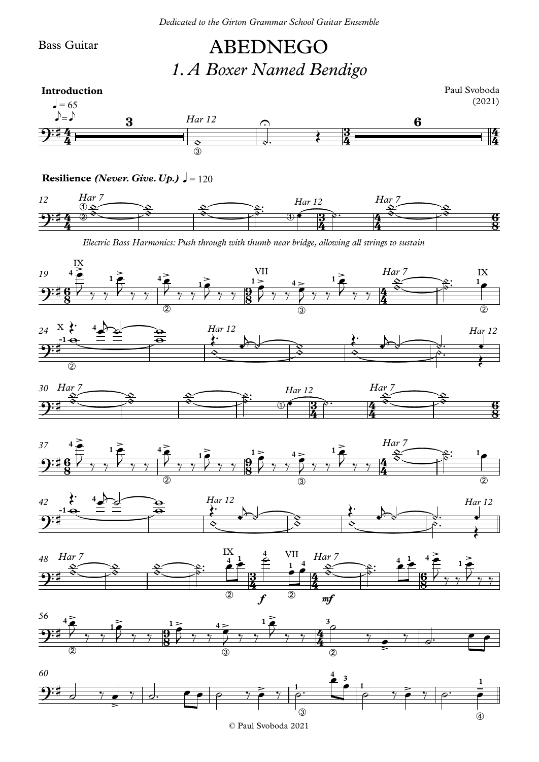*Dedicated to the Girton Grammar School Guitar Ensemble*

Bass Guitar

# ABEDNEGO

## *1. A Boxer Named Bendigo*

Paul Svoboda
(2021)

**Introduction**

♩ = 65

**Resilience** ***(Never. Give. Up.)*** ♩ = 120

*Electric Bass Harmonics: Push through with thumb near bridge, allowing all strings to sustain*

© Paul Svoboda 2021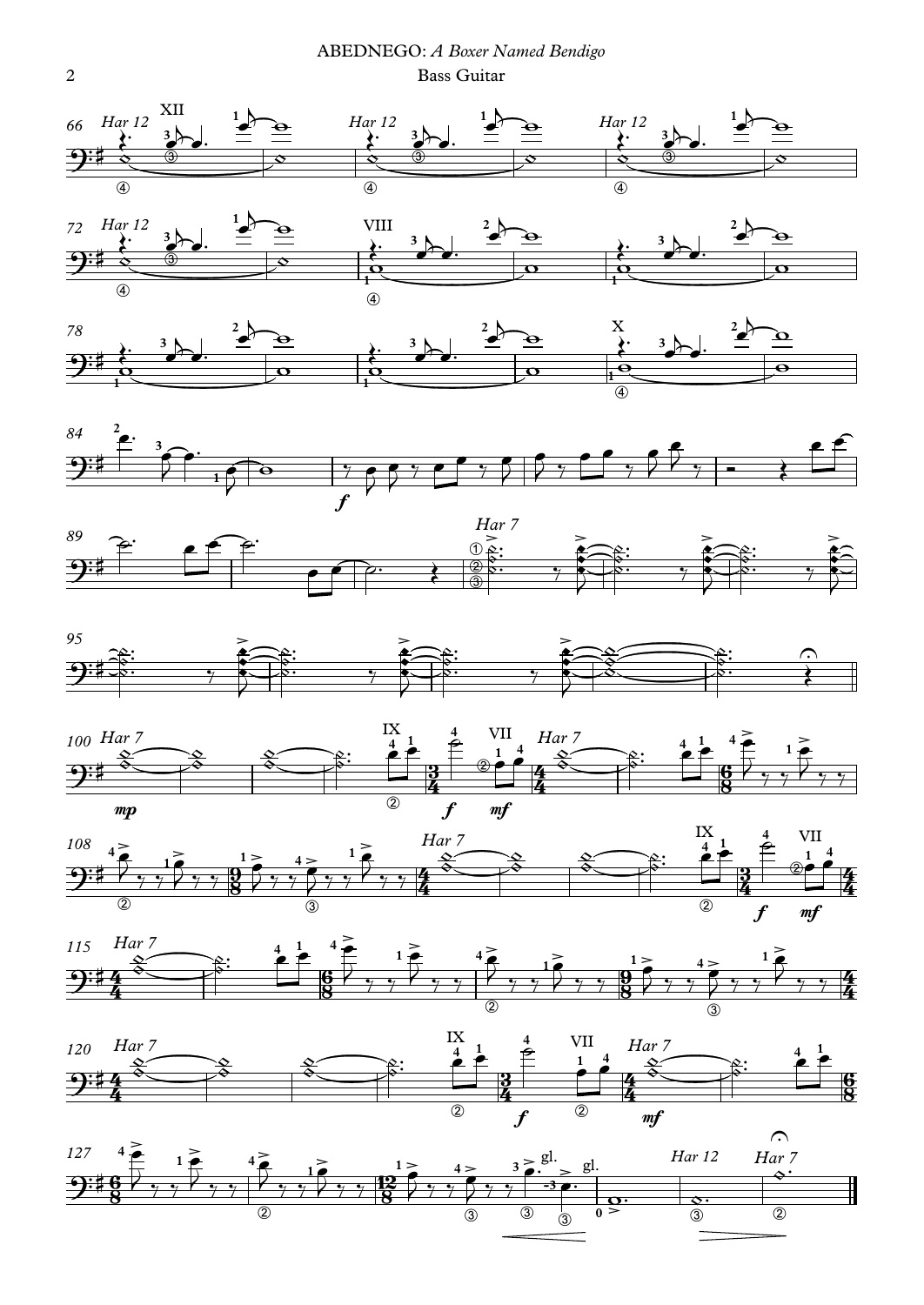ABEDNEGO: *A Boxer Named Bendigo*

Bass Guitar